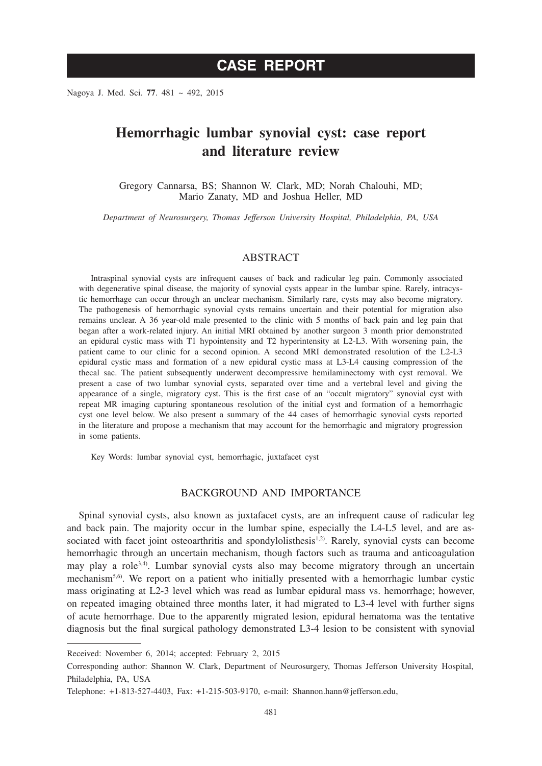# CASE REPORT

# Hemorrhagic lumbar synovial cyst: case report and literature review

Gregory Cannarsa, BS; Shannon W. Clark, MD; Norah Chalouhi, MD; Mario Zanaty, MD and Joshua Heller, MD

*Department of Neurosurgery, Thomas Jefferson University Hospital, Philadelphia, PA, USA*

## ABSTRACT

Intraspinal synovial cysts are infrequent causes of back and radicular leg pain. Commonly associated with degenerative spinal disease, the majority of synovial cysts appear in the lumbar spine. Rarely, intracystic hemorrhage can occur through an unclear mechanism. Similarly rare, cysts may also become migratory. The pathogenesis of hemorrhagic synovial cysts remains uncertain and their potential for migration also remains unclear. A 36 year-old male presented to the clinic with 5 months of back pain and leg pain that began after a work-related injury. An initial MRI obtained by another surgeon 3 month prior demonstrated an epidural cystic mass with T1 hypointensity and T2 hyperintensity at L2-L3. With worsening pain, the patient came to our clinic for a second opinion. A second MRI demonstrated resolution of the L2-L3 epidural cystic mass and formation of a new epidural cystic mass at L3-L4 causing compression of the thecal sac. The patient subsequently underwent decompressive hemilaminectomy with cyst removal. We present a case of two lumbar synovial cysts, separated over time and a vertebral level and giving the appearance of a single, migratory cyst. This is the first case of an "occult migratory" synovial cyst with repeat MR imaging capturing spontaneous resolution of the initial cyst and formation of a hemorrhagic cyst one level below. We also present a summary of the 44 cases of hemorrhagic synovial cysts reported in the literature and propose a mechanism that may account for the hemorrhagic and migratory progression in some patients.

Key Words: lumbar synovial cyst, hemorrhagic, juxtafacet cyst

## BACKGROUND AND IMPORTANCE

Spinal synovial cysts, also known as juxtafacet cysts, are an infrequent cause of radicular leg and back pain. The majority occur in the lumbar spine, especially the L4-L5 level, and are associated with facet joint osteoarthritis and spondylolisthesis[1,2]. Rarely, synovial cysts can become hemorrhagic through an uncertain mechanism, though factors such as trauma and anticoagulation may play a role[3,4]. Lumbar synovial cysts also may become migratory through an uncertain mechanism[5,6]. We report on a patient who initially presented with a hemorrhagic lumbar cystic mass originating at L2-3 level which was read as lumbar epidural mass vs. hemorrhage; however, on repeated imaging obtained three months later, it had migrated to L3-4 level with further signs of acute hemorrhage. Due to the apparently migrated lesion, epidural hematoma was the tentative diagnosis but the final surgical pathology demonstrated L3-4 lesion to be consistent with synovial

---

Received: November 6, 2014; accepted: February 2, 2015

Corresponding author: Shannon W. Clark, Department of Neurosurgery, Thomas Jefferson University Hospital, Philadelphia, PA, USA

Telephone: +1-813-527-4403, Fax: +1-215-503-9170, e-mail: Shannon.hann@jefferson.edu,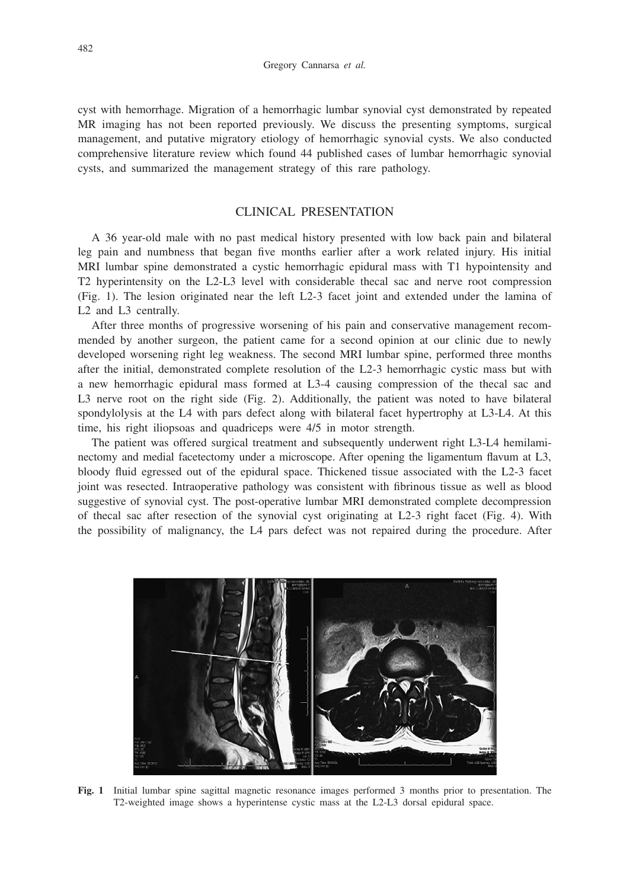cyst with hemorrhage. Migration of a hemorrhagic lumbar synovial cyst demonstrated by repeated MR imaging has not been reported previously. We discuss the presenting symptoms, surgical management, and putative migratory etiology of hemorrhagic synovial cysts. We also conducted comprehensive literature review which found 44 published cases of lumbar hemorrhagic synovial cysts, and summarized the management strategy of this rare pathology.

## CLINICAL PRESENTATION

A 36 year-old male with no past medical history presented with low back pain and bilateral leg pain and numbness that began five months earlier after a work related injury. His initial MRI lumbar spine demonstrated a cystic hemorrhagic epidural mass with T1 hypointensity and T2 hyperintensity on the L2-L3 level with considerable thecal sac and nerve root compression (Fig. 1). The lesion originated near the left L2-3 facet joint and extended under the lamina of L2 and L3 centrally.

After three months of progressive worsening of his pain and conservative management recommended by another surgeon, the patient came for a second opinion at our clinic due to newly developed worsening right leg weakness. The second MRI lumbar spine, performed three months after the initial, demonstrated complete resolution of the L2-3 hemorrhagic cystic mass but with a new hemorrhagic epidural mass formed at L3-4 causing compression of the thecal sac and L3 nerve root on the right side (Fig. 2). Additionally, the patient was noted to have bilateral spondylolysis at the L4 with pars defect along with bilateral facet hypertrophy at L3-L4. At this time, his right iliopsoas and quadriceps were 4/5 in motor strength.

The patient was offered surgical treatment and subsequently underwent right L3-L4 hemilaminectomy and medial facetectomy under a microscope. After opening the ligamentum flavum at L3, bloody fluid egressed out of the epidural space. Thickened tissue associated with the L2-3 facet joint was resected. Intraoperative pathology was consistent with fibrinous tissue as well as blood suggestive of synovial cyst. The post-operative lumbar MRI demonstrated complete decompression of thecal sac after resection of the synovial cyst originating at L2-3 right facet (Fig. 4). With the possibility of malignancy, the L4 pars defect was not repaired during the procedure. After

**Fig. 1** Initial lumbar spine sagittal magnetic resonance images performed 3 months prior to presentation. The T2-weighted image shows a hyperintense cystic mass at the L2-L3 dorsal epidural space.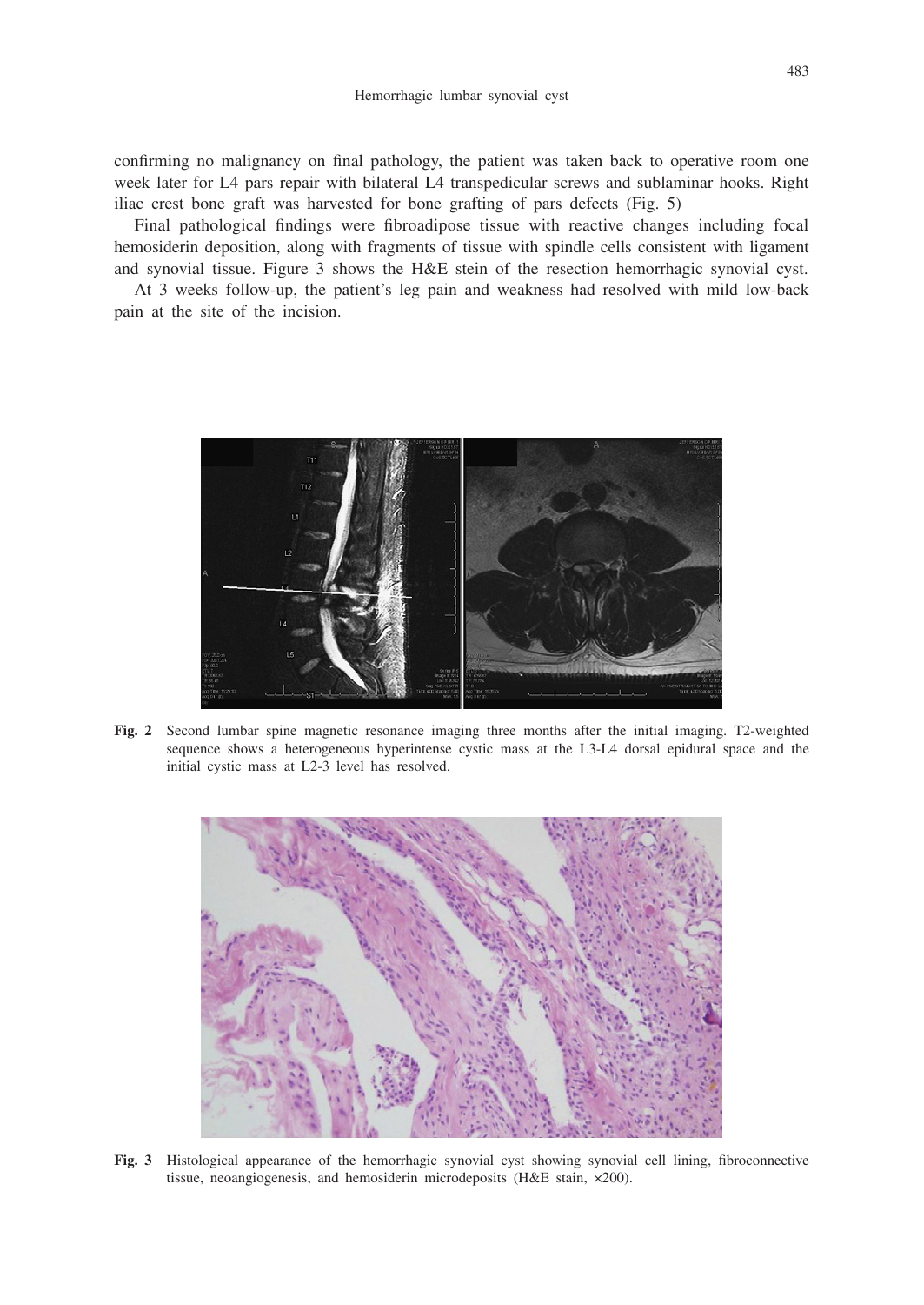confirming no malignancy on final pathology, the patient was taken back to operative room one week later for L4 pars repair with bilateral L4 transpedicular screws and sublaminar hooks. Right iliac crest bone graft was harvested for bone grafting of pars defects (Fig. 5)

Final pathological findings were fibroadipose tissue with reactive changes including focal hemosiderin deposition, along with fragments of tissue with spindle cells consistent with ligament and synovial tissue. Figure 3 shows the H&E stein of the resection hemorrhagic synovial cyst.

At 3 weeks follow-up, the patient's leg pain and weakness had resolved with mild low-back pain at the site of the incision.

**Fig. 2** Second lumbar spine magnetic resonance imaging three months after the initial imaging. T2-weighted sequence shows a heterogeneous hyperintense cystic mass at the L3-L4 dorsal epidural space and the initial cystic mass at L2-3 level has resolved.

**Fig. 3** Histological appearance of the hemorrhagic synovial cyst showing synovial cell lining, fibroconnective tissue, neoangiogenesis, and hemosiderin microdeposits (H&E stain, ×200).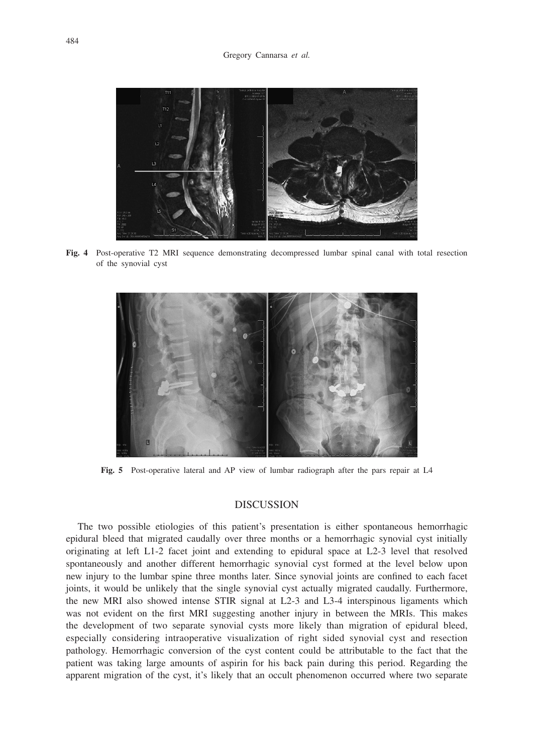**Fig. 4** Post-operative T2 MRI sequence demonstrating decompressed lumbar spinal canal with total resection of the synovial cyst

**Fig. 5** Post-operative lateral and AP view of lumbar radiograph after the pars repair at L4

## DISCUSSION

The two possible etiologies of this patient's presentation is either spontaneous hemorrhagic epidural bleed that migrated caudally over three months or a hemorrhagic synovial cyst initially originating at left L1-2 facet joint and extending to epidural space at L2-3 level that resolved spontaneously and another different hemorrhagic synovial cyst formed at the level below upon new injury to the lumbar spine three months later. Since synovial joints are confined to each facet joints, it would be unlikely that the single synovial cyst actually migrated caudally. Furthermore, the new MRI also showed intense STIR signal at L2-3 and L3-4 interspinous ligaments which was not evident on the first MRI suggesting another injury in between the MRIs. This makes the development of two separate synovial cysts more likely than migration of epidural bleed, especially considering intraoperative visualization of right sided synovial cyst and resection pathology. Hemorrhagic conversion of the cyst content could be attributable to the fact that the patient was taking large amounts of aspirin for his back pain during this period. Regarding the apparent migration of the cyst, it's likely that an occult phenomenon occurred where two separate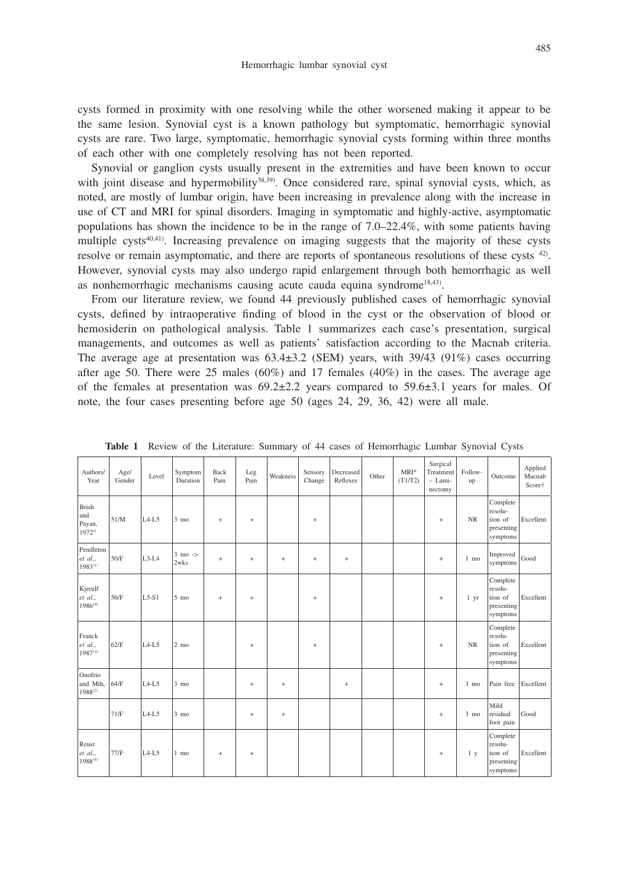cysts formed in proximity with one resolving while the other worsened making it appear to be the same lesion. Synovial cyst is a known pathology but symptomatic, hemorrhagic synovial cysts are rare. Two large, symptomatic, hemorrhagic synovial cysts forming within three months of each other with one completely resolving has not been reported.

Synovial or ganglion cysts usually present in the extremities and have been known to occur with joint disease and hypermobility[38,39]. Once considered rare, spinal synovial cysts, which, as noted, are mostly of lumbar origin, have been increasing in prevalence along with the increase in use of CT and MRI for spinal disorders. Imaging in symptomatic and highly-active, asymptomatic populations has shown the incidence to be in the range of 7.0–22.4%, with some patients having multiple cysts[40,41]. Increasing prevalence on imaging suggests that the majority of these cysts resolve or remain asymptomatic, and there are reports of spontaneous resolutions of these cysts [42]. However, synovial cysts may also undergo rapid enlargement through both hemorrhagic as well as nonhemorrhagic mechanisms causing acute cauda equina syndrome[18,43].

From our literature review, we found 44 previously published cases of hemorrhagic synovial cysts, defined by intraoperative finding of blood in the cyst or the observation of blood or hemosiderin on pathological analysis. Table 1 summarizes each case's presentation, surgical managements, and outcomes as well as patients' satisfaction according to the Macnab criteria. The average age at presentation was 63.4±3.2 (SEM) years, with 39/43 (91%) cases occurring after age 50. There were 25 males (60%) and 17 females (40%) in the cases. The average age of the females at presentation was 69.2±2.2 years compared to 59.6±3.1 years for males. Of note, the four cases presenting before age 50 (ages 24, 29, 36, 42) were all male.

**Table 1** Review of the Literature: Summary of 44 cases of Hemorrhagic Lumbar Synovial Cysts

| Authors/ Year | Age/ Gender | Level | Symptom Duration | Back Pain | Leg Pain | Weakness | Sensory Change | Decreased Reflexes | Other | MRI* (T1/T2) | Surgical Treatment – Laminectomy | Follow-up | Outcome | Applied Macnab Score† |
|---|---|---|---|---|---|---|---|---|---|---|---|---|---|---|
| Brish and Payan, 1972[5] | 51/M | L4-L5 | 3 mo | + | + | | + | | | | + | NR | Complete resolution of presenting symptoms | Excellent |
| Pendleton *et al.*, 1983[31] | 50/F | L3-L4 | 3 mo -> 2wks | + | + | + | + | + | | | + | 1 mo | Improved symptoms | Good |
| Kjerulf *et al.*, 1986[19] | 56/F | L5-S1 | 5 mo | + | + | | + | | | | + | 1 yr | Complete resolution of presenting symptoms | Excellent |
| Franck *et al.*, 1987[12] | 62/F | L4-L5 | 2 mo | | + | | + | | | | + | NR | Complete resolution of presenting symptoms | Excellent |
| Onofrio and Mih, 1988[27] | 64/F | L4-L5 | 3 mo | | + | + | | + | | | + | 3 mo | Pain free | Excellent |
| | 71/F | L4-L5 | 3 mo | | + | + | | | | | + | 3 mo | Mild residual foot pain | Good |
| Reust *et al.*, 1988[35] | 77/F | L4-L5 | 1 mo | + | + | | | | | | + | 1 y | Complete resolution of presenting symptoms | Excellent |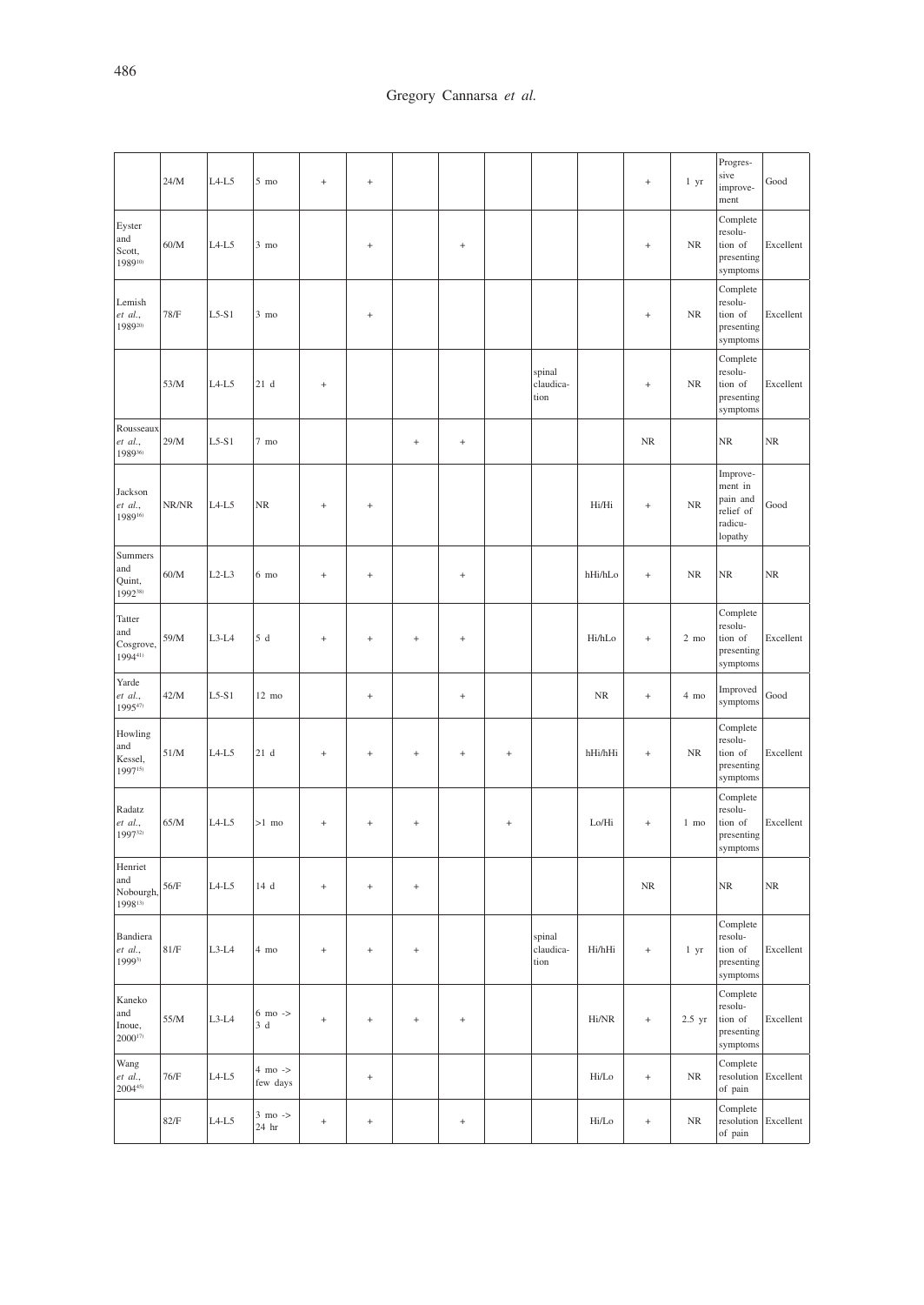| | | | | | | | | | | | | | | |
|---|---|---|---|---|---|---|---|---|---|---|---|---|---|---|
| | 24/M | L4-L5 | 5 mo | + | + | | | | | | + | 1 yr | Progressive improvement | Good |
| Eyster and Scott, 1989[10] | 60/M | L4-L5 | 3 mo | | + | | + | | | | + | NR | Complete resolution of presenting symptoms | Excellent |
| Lemish *et al.*, 1989[20] | 78/F | L5-S1 | 3 mo | | + | | | | | | + | NR | Complete resolution of presenting symptoms | Excellent |
| | 53/M | L4-L5 | 21 d | + | | | | | spinal claudication | | + | NR | Complete resolution of presenting symptoms | Excellent |
| Rousseaux *et al.*, 1989[36] | 29/M | L5-S1 | 7 mo | | | + | + | | | | NR | | NR | NR |
| Jackson *et al.*, 1989[16] | NR/NR | L4-L5 | NR | + | + | | | | | Hi/Hi | + | NR | Improvement in pain and relief of radiculopathy | Good |
| Summers and Quint, 1992[38] | 60/M | L2-L3 | 6 mo | + | + | | + | | | hHi/hLo | + | NR | NR | NR |
| Tatter and Cosgrove, 1994[41] | 59/M | L3-L4 | 5 d | + | + | + | + | | | Hi/hLo | + | 2 mo | Complete resolution of presenting symptoms | Excellent |
| Yarde *et al.*, 1995[47] | 42/M | L5-S1 | 12 mo | | + | | + | | | NR | + | 4 mo | Improved symptoms | Good |
| Howling and Kessel, 1997[15] | 51/M | L4-L5 | 21 d | + | + | + | + | + | | hHi/hHi | + | NR | Complete resolution of presenting symptoms | Excellent |
| Radatz *et al.*, 1997[32] | 65/M | L4-L5 | >1 mo | + | + | + | | + | | Lo/Hi | + | 1 mo | Complete resolution of presenting symptoms | Excellent |
| Henriet and Nobourgh, 1998[13] | 56/F | L4-L5 | 14 d | + | + | + | | | | | NR | | NR | NR |
| Bandiera *et al.*, 1999[3] | 81/F | L3-L4 | 4 mo | + | + | + | | | spinal claudication | Hi/hHi | + | 1 yr | Complete resolution of presenting symptoms | Excellent |
| Kaneko and Inoue, 2000[17] | 55/M | L3-L4 | 6 mo -> 3 d | + | + | + | + | | | Hi/NR | + | 2.5 yr | Complete resolution of presenting symptoms | Excellent |
| Wang *et al.*, 2004[45] | 76/F | L4-L5 | 4 mo -> few days | | + | | | | | Hi/Lo | + | NR | Complete resolution of pain | Excellent |
| | 82/F | L4-L5 | 3 mo -> 24 hr | + | + | | + | | | Hi/Lo | + | NR | Complete resolution of pain | Excellent |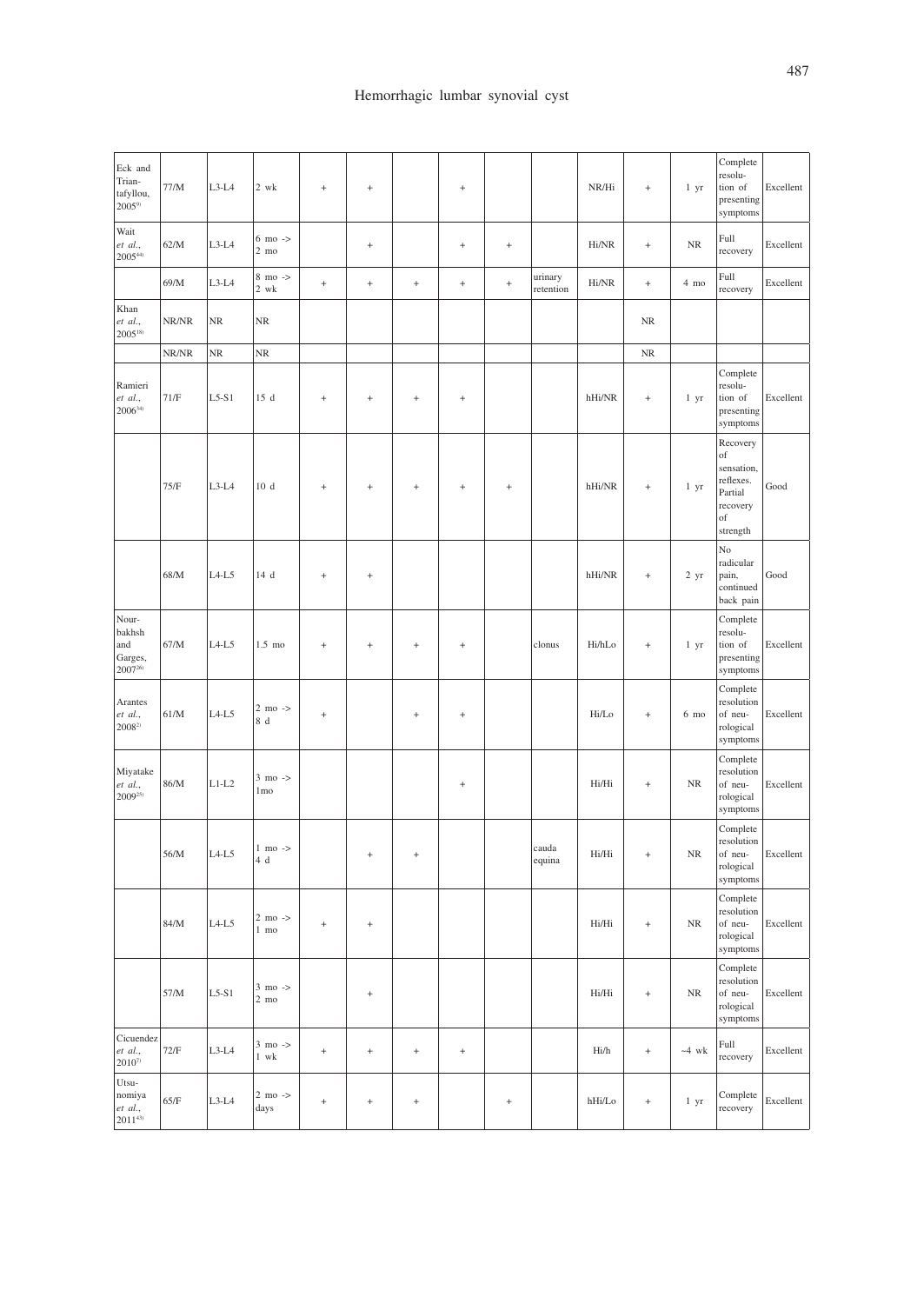| | | | | | | | | | | | | | | |
|---|---|---|---|---|---|---|---|---|---|---|---|---|---|---|
| Eck and Triantafyllou, 2005[9] | 77/M | L3-L4 | 2 wk | + | + | | + | | | NR/Hi | + | 1 yr | Complete resolution of presenting symptoms | Excellent |
| Wait *et al.*, 2005[44] | 62/M | L3-L4 | 6 mo -> 2 mo | | + | | + | + | | Hi/NR | + | NR | Full recovery | Excellent |
| | 69/M | L3-L4 | 8 mo -> 2 wk | + | + | + | + | + | urinary retention | Hi/NR | + | 4 mo | Full recovery | Excellent |
| Khan *et al.*, 2005[18] | NR/NR | NR | NR | | | | | | | | NR | | | |
| | NR/NR | NR | NR | | | | | | | | NR | | | |
| Ramieri *et al.*, 2006[34] | 71/F | L5-S1 | 15 d | + | + | + | + | | | hHi/NR | + | 1 yr | Complete resolution of presenting symptoms | Excellent |
| | 75/F | L3-L4 | 10 d | + | + | + | + | + | | hHi/NR | + | 1 yr | Recovery of sensation, reflexes. Partial recovery of strength | Good |
| | 68/M | L4-L5 | 14 d | + | + | | | | | hHi/NR | + | 2 yr | No radicular pain, continued back pain | Good |
| Nourbakhsh and Garges, 2007[26] | 67/M | L4-L5 | 1.5 mo | + | + | + | + | | clonus | Hi/hLo | + | 1 yr | Complete resolution of presenting symptoms | Excellent |
| Arantes *et al.*, 2008[2] | 61/M | L4-L5 | 2 mo -> 8 d | + | | + | + | | | Hi/Lo | + | 6 mo | Complete resolution of neurological symptoms | Excellent |
| Miyatake *et al.*, 2009[25] | 86/M | L1-L2 | 3 mo -> 1mo | | | | + | | | Hi/Hi | + | NR | Complete resolution of neurological symptoms | Excellent |
| | 56/M | L4-L5 | 1 mo -> 4 d | | + | + | | | cauda equina | Hi/Hi | + | NR | Complete resolution of neurological symptoms | Excellent |
| | 84/M | L4-L5 | 2 mo -> 1 mo | + | + | | | | | Hi/Hi | + | NR | Complete resolution of neurological symptoms | Excellent |
| | 57/M | L5-S1 | 3 mo -> 2 mo | | + | | | | | Hi/Hi | + | NR | Complete resolution of neurological symptoms | Excellent |
| Cicuendez *et al.*, 2010[7] | 72/F | L3-L4 | 3 mo -> 1 wk | + | + | + | + | | | Hi/h | + | ~4 wk | Full recovery | Excellent |
| Utsunomiya *et al.*, 2011[43] | 65/F | L3-L4 | 2 mo -> days | + | + | + | | + | | hHi/Lo | + | 1 yr | Complete recovery | Excellent |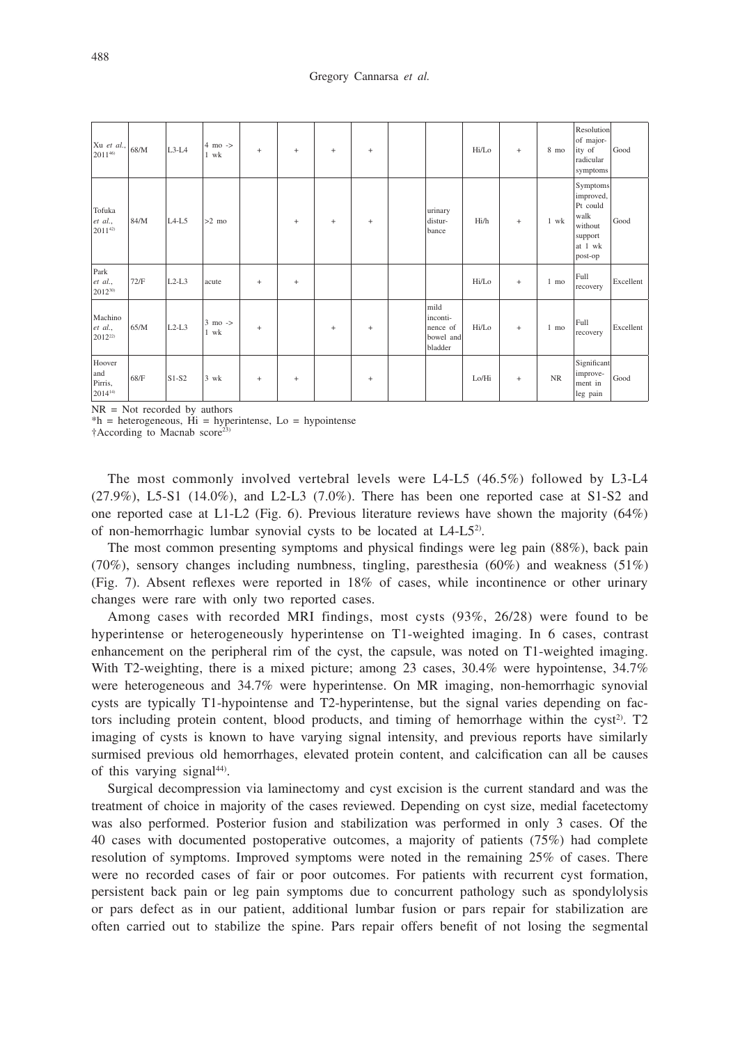| | | | | | | | | | | | | | | |
|---|---|---|---|---|---|---|---|---|---|---|---|---|---|---|
| Xu *et al.*, 2011[46] | 68/M | L3-L4 | 4 mo -> 1 wk | + | + | + | + | | | Hi/Lo | + | 8 mo | Resolution of majority of radicular symptoms | Good |
| Tofuka *et al.*, 2011[42] | 84/M | L4-L5 | >2 mo | | + | + | + | | urinary disturbance | Hi/h | + | 1 wk | Symptoms improved, Pt could walk without support at 1 wk post-op | Good |
| Park *et al.*, 2012[30] | 72/F | L2-L3 | acute | + | + | | | | | Hi/Lo | + | 1 mo | Full recovery | Excellent |
| Machino *et al.*, 2012[22] | 65/M | L2-L3 | 3 mo -> 1 wk | + | | + | + | | mild incontinence of bowel and bladder | Hi/Lo | + | 1 mo | Full recovery | Excellent |
| Hoover and Pirris, 2014[14] | 68/F | S1-S2 | 3 wk | + | + | | + | | | Lo/Hi | + | NR | Significant improvement in leg pain | Good |

NR = Not recorded by authors
*h = heterogeneous, Hi = hyperintense, Lo = hypointense
†According to Macnab score[23]

The most commonly involved vertebral levels were L4-L5 (46.5%) followed by L3-L4 (27.9%), L5-S1 (14.0%), and L2-L3 (7.0%). There has been one reported case at S1-S2 and one reported case at L1-L2 (Fig. 6). Previous literature reviews have shown the majority (64%) of non-hemorrhagic lumbar synovial cysts to be located at L4-L5[2].

The most common presenting symptoms and physical findings were leg pain (88%), back pain (70%), sensory changes including numbness, tingling, paresthesia (60%) and weakness (51%) (Fig. 7). Absent reflexes were reported in 18% of cases, while incontinence or other urinary changes were rare with only two reported cases.

Among cases with recorded MRI findings, most cysts (93%, 26/28) were found to be hyperintense or heterogeneously hyperintense on T1-weighted imaging. In 6 cases, contrast enhancement on the peripheral rim of the cyst, the capsule, was noted on T1-weighted imaging. With T2-weighting, there is a mixed picture; among 23 cases, 30.4% were hypointense, 34.7% were heterogeneous and 34.7% were hyperintense. On MR imaging, non-hemorrhagic synovial cysts are typically T1-hypointense and T2-hyperintense, but the signal varies depending on factors including protein content, blood products, and timing of hemorrhage within the cyst[2]. T2 imaging of cysts is known to have varying signal intensity, and previous reports have similarly surmised previous old hemorrhages, elevated protein content, and calcification can all be causes of this varying signal[44].

Surgical decompression via laminectomy and cyst excision is the current standard and was the treatment of choice in majority of the cases reviewed. Depending on cyst size, medial facetectomy was also performed. Posterior fusion and stabilization was performed in only 3 cases. Of the 40 cases with documented postoperative outcomes, a majority of patients (75%) had complete resolution of symptoms. Improved symptoms were noted in the remaining 25% of cases. There were no recorded cases of fair or poor outcomes. For patients with recurrent cyst formation, persistent back pain or leg pain symptoms due to concurrent pathology such as spondylolysis or pars defect as in our patient, additional lumbar fusion or pars repair for stabilization are often carried out to stabilize the spine. Pars repair offers benefit of not losing the segmental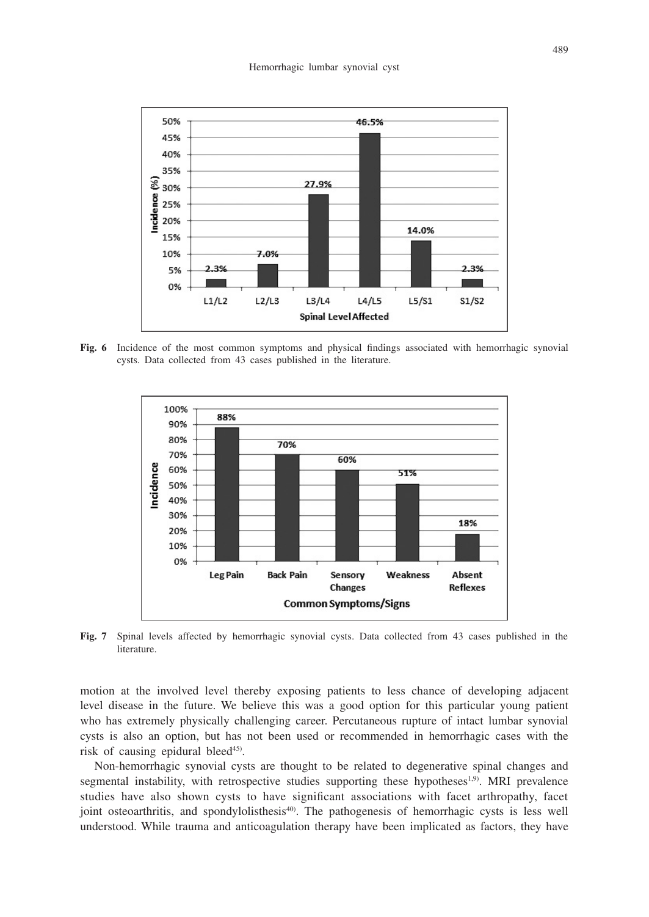**Fig. 6** Incidence of the most common symptoms and physical findings associated with hemorrhagic synovial cysts. Data collected from 43 cases published in the literature.

**Fig. 7** Spinal levels affected by hemorrhagic synovial cysts. Data collected from 43 cases published in the literature.

motion at the involved level thereby exposing patients to less chance of developing adjacent level disease in the future. We believe this was a good option for this particular young patient who has extremely physically challenging career. Percutaneous rupture of intact lumbar synovial cysts is also an option, but has not been used or recommended in hemorrhagic cases with the risk of causing epidural bleed[45].

Non-hemorrhagic synovial cysts are thought to be related to degenerative spinal changes and segmental instability, with retrospective studies supporting these hypotheses[1,9]. MRI prevalence studies have also shown cysts to have significant associations with facet arthropathy, facet joint osteoarthritis, and spondylolisthesis[40]. The pathogenesis of hemorrhagic cysts is less well understood. While trauma and anticoagulation therapy have been implicated as factors, they have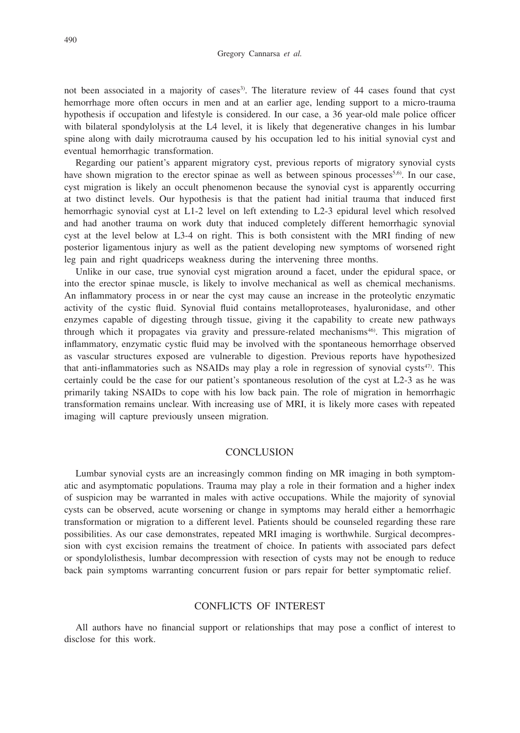not been associated in a majority of cases[3]. The literature review of 44 cases found that cyst hemorrhage more often occurs in men and at an earlier age, lending support to a micro-trauma hypothesis if occupation and lifestyle is considered. In our case, a 36 year-old male police officer with bilateral spondylolysis at the L4 level, it is likely that degenerative changes in his lumbar spine along with daily microtrauma caused by his occupation led to his initial synovial cyst and eventual hemorrhagic transformation.

Regarding our patient's apparent migratory cyst, previous reports of migratory synovial cysts have shown migration to the erector spinae as well as between spinous processes[5,6]. In our case, cyst migration is likely an occult phenomenon because the synovial cyst is apparently occurring at two distinct levels. Our hypothesis is that the patient had initial trauma that induced first hemorrhagic synovial cyst at L1-2 level on left extending to L2-3 epidural level which resolved and had another trauma on work duty that induced completely different hemorrhagic synovial cyst at the level below at L3-4 on right. This is both consistent with the MRI finding of new posterior ligamentous injury as well as the patient developing new symptoms of worsened right leg pain and right quadriceps weakness during the intervening three months.

Unlike in our case, true synovial cyst migration around a facet, under the epidural space, or into the erector spinae muscle, is likely to involve mechanical as well as chemical mechanisms. An inflammatory process in or near the cyst may cause an increase in the proteolytic enzymatic activity of the cystic fluid. Synovial fluid contains metalloproteases, hyaluronidase, and other enzymes capable of digesting through tissue, giving it the capability to create new pathways through which it propagates via gravity and pressure-related mechanisms[46]. This migration of inflammatory, enzymatic cystic fluid may be involved with the spontaneous hemorrhage observed as vascular structures exposed are vulnerable to digestion. Previous reports have hypothesized that anti-inflammatories such as NSAIDs may play a role in regression of synovial cysts[47]. This certainly could be the case for our patient's spontaneous resolution of the cyst at L2-3 as he was primarily taking NSAIDs to cope with his low back pain. The role of migration in hemorrhagic transformation remains unclear. With increasing use of MRI, it is likely more cases with repeated imaging will capture previously unseen migration.

## CONCLUSION

Lumbar synovial cysts are an increasingly common finding on MR imaging in both symptomatic and asymptomatic populations. Trauma may play a role in their formation and a higher index of suspicion may be warranted in males with active occupations. While the majority of synovial cysts can be observed, acute worsening or change in symptoms may herald either a hemorrhagic transformation or migration to a different level. Patients should be counseled regarding these rare possibilities. As our case demonstrates, repeated MRI imaging is worthwhile. Surgical decompression with cyst excision remains the treatment of choice. In patients with associated pars defect or spondylolisthesis, lumbar decompression with resection of cysts may not be enough to reduce back pain symptoms warranting concurrent fusion or pars repair for better symptomatic relief.

## CONFLICTS OF INTEREST

All authors have no financial support or relationships that may pose a conflict of interest to disclose for this work.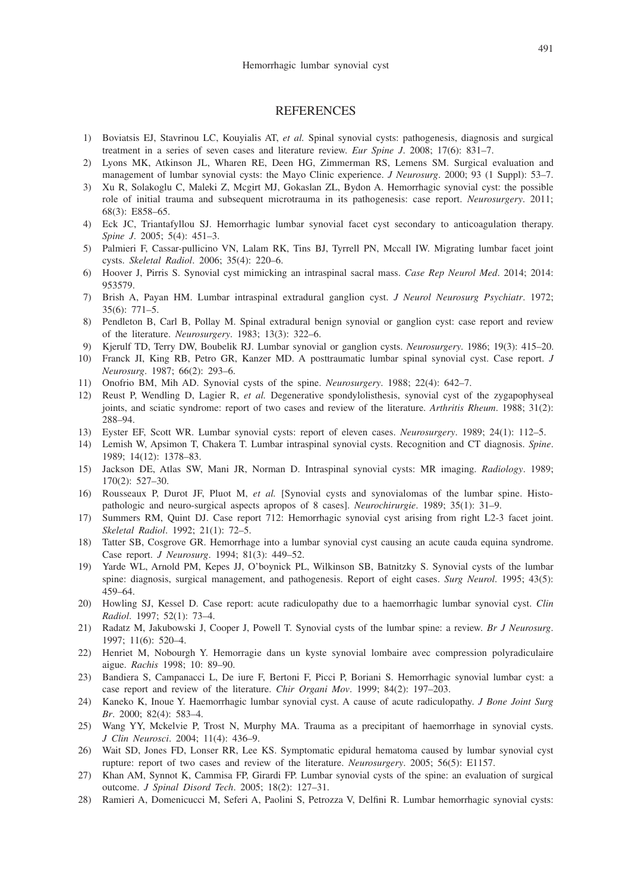## REFERENCES

1) Boviatsis EJ, Stavrinou LC, Kouyialis AT, *et al.* Spinal synovial cysts: pathogenesis, diagnosis and surgical treatment in a series of seven cases and literature review. *Eur Spine J*. 2008; 17(6): 831–7.
2) Lyons MK, Atkinson JL, Wharen RE, Deen HG, Zimmerman RS, Lemens SM. Surgical evaluation and management of lumbar synovial cysts: the Mayo Clinic experience. *J Neurosurg*. 2000; 93 (1 Suppl): 53–7.
3) Xu R, Solakoglu C, Maleki Z, Mcgirt MJ, Gokaslan ZL, Bydon A. Hemorrhagic synovial cyst: the possible role of initial trauma and subsequent microtrauma in its pathogenesis: case report. *Neurosurgery*. 2011; 68(3): E858–65.
4) Eck JC, Triantafyllou SJ. Hemorrhagic lumbar synovial facet cyst secondary to anticoagulation therapy. *Spine J*. 2005; 5(4): 451–3.
5) Palmieri F, Cassar-pullicino VN, Lalam RK, Tins BJ, Tyrrell PN, Mccall IW. Migrating lumbar facet joint cysts. *Skeletal Radiol*. 2006; 35(4): 220–6.
6) Hoover J, Pirris S. Synovial cyst mimicking an intraspinal sacral mass. *Case Rep Neurol Med*. 2014; 2014: 953579.
7) Brish A, Payan HM. Lumbar intraspinal extradural ganglion cyst. *J Neurol Neurosurg Psychiatr*. 1972; 35(6): 771–5.
8) Pendleton B, Carl B, Pollay M. Spinal extradural benign synovial or ganglion cyst: case report and review of the literature. *Neurosurgery*. 1983; 13(3): 322–6.
9) Kjerulf TD, Terry DW, Boubelik RJ. Lumbar synovial or ganglion cysts. *Neurosurgery*. 1986; 19(3): 415–20.
10) Franck JI, King RB, Petro GR, Kanzer MD. A posttraumatic lumbar spinal synovial cyst. Case report. *J Neurosurg*. 1987; 66(2): 293–6.
11) Onofrio BM, Mih AD. Synovial cysts of the spine. *Neurosurgery*. 1988; 22(4): 642–7.
12) Reust P, Wendling D, Lagier R, *et al.* Degenerative spondylolisthesis, synovial cyst of the zygapophyseal joints, and sciatic syndrome: report of two cases and review of the literature. *Arthritis Rheum*. 1988; 31(2): 288–94.
13) Eyster EF, Scott WR. Lumbar synovial cysts: report of eleven cases. *Neurosurgery*. 1989; 24(1): 112–5.
14) Lemish W, Apsimon T, Chakera T. Lumbar intraspinal synovial cysts. Recognition and CT diagnosis. *Spine*. 1989; 14(12): 1378–83.
15) Jackson DE, Atlas SW, Mani JR, Norman D. Intraspinal synovial cysts: MR imaging. *Radiology*. 1989; 170(2): 527–30.
16) Rousseaux P, Durot JF, Pluot M, *et al.* [Synovial cysts and synovialomas of the lumbar spine. Histopathologic and neuro-surgical aspects apropos of 8 cases]. *Neurochirurgie*. 1989; 35(1): 31–9.
17) Summers RM, Quint DJ. Case report 712: Hemorrhagic synovial cyst arising from right L2-3 facet joint. *Skeletal Radiol*. 1992; 21(1): 72–5.
18) Tatter SB, Cosgrove GR. Hemorrhage into a lumbar synovial cyst causing an acute cauda equina syndrome. Case report. *J Neurosurg*. 1994; 81(3): 449–52.
19) Yarde WL, Arnold PM, Kepes JJ, O'boynick PL, Wilkinson SB, Batnitzky S. Synovial cysts of the lumbar spine: diagnosis, surgical management, and pathogenesis. Report of eight cases. *Surg Neurol*. 1995; 43(5): 459–64.
20) Howling SJ, Kessel D. Case report: acute radiculopathy due to a haemorrhagic lumbar synovial cyst. *Clin Radiol*. 1997; 52(1): 73–4.
21) Radatz M, Jakubowski J, Cooper J, Powell T. Synovial cysts of the lumbar spine: a review. *Br J Neurosurg*. 1997; 11(6): 520–4.
22) Henriet M, Nobourgh Y. Hemorragie dans un kyste synovial lombaire avec compression polyradiculaire aigue. *Rachis* 1998; 10: 89–90.
23) Bandiera S, Campanacci L, De iure F, Bertoni F, Picci P, Boriani S. Hemorrhagic synovial lumbar cyst: a case report and review of the literature. *Chir Organi Mov*. 1999; 84(2): 197–203.
24) Kaneko K, Inoue Y. Haemorrhagic lumbar synovial cyst. A cause of acute radiculopathy. *J Bone Joint Surg Br*. 2000; 82(4): 583–4.
25) Wang YY, Mckelvie P, Trost N, Murphy MA. Trauma as a precipitant of haemorrhage in synovial cysts. *J Clin Neurosci*. 2004; 11(4): 436–9.
26) Wait SD, Jones FD, Lonser RR, Lee KS. Symptomatic epidural hematoma caused by lumbar synovial cyst rupture: report of two cases and review of the literature. *Neurosurgery*. 2005; 56(5): E1157.
27) Khan AM, Synnot K, Cammisa FP, Girardi FP. Lumbar synovial cysts of the spine: an evaluation of surgical outcome. *J Spinal Disord Tech*. 2005; 18(2): 127–31.
28) Ramieri A, Domenicucci M, Seferi A, Paolini S, Petrozza V, Delfini R. Lumbar hemorrhagic synovial cysts: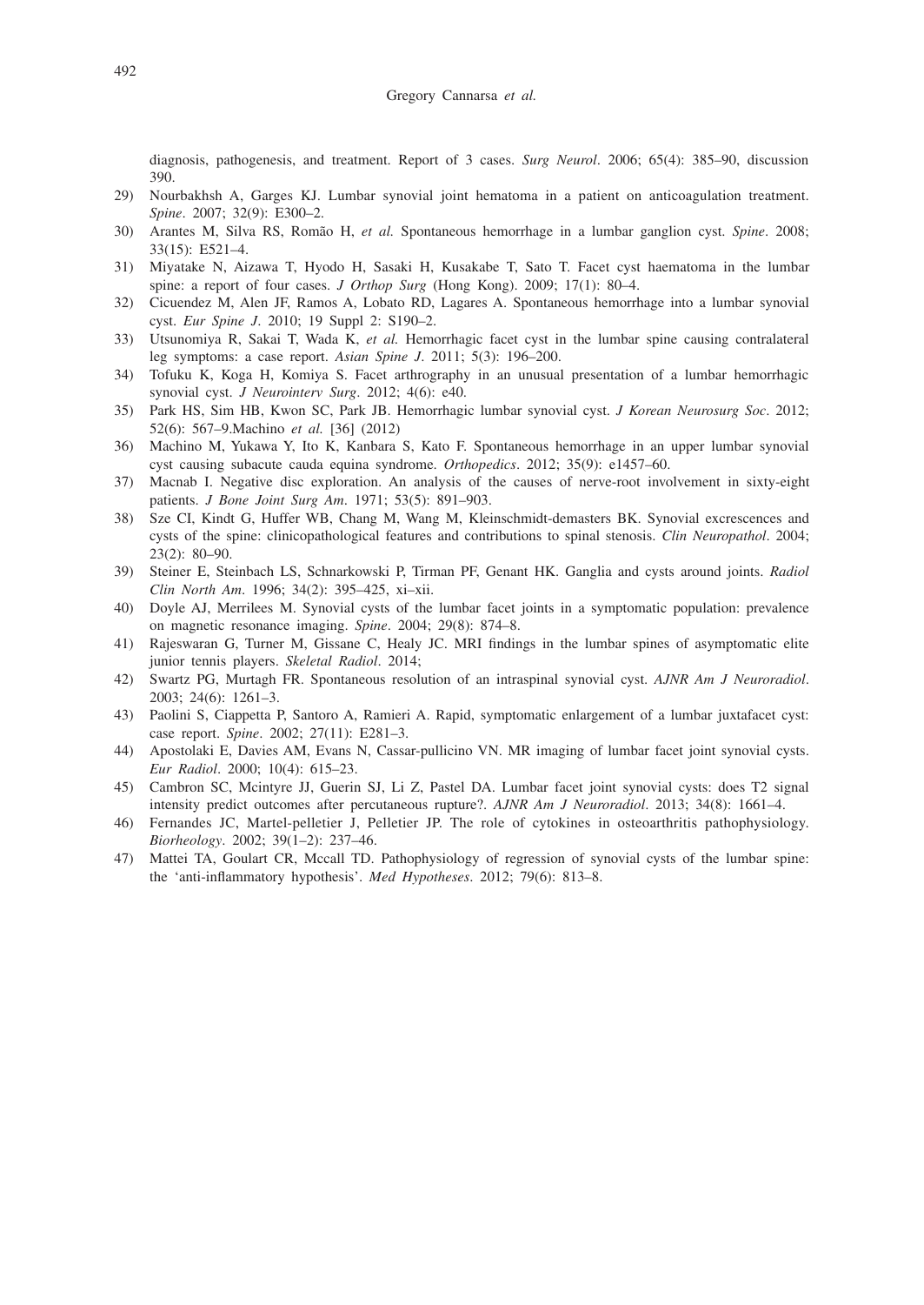diagnosis, pathogenesis, and treatment. Report of 3 cases. *Surg Neurol*. 2006; 65(4): 385–90, discussion 390.

29) Nourbakhsh A, Garges KJ. Lumbar synovial joint hematoma in a patient on anticoagulation treatment. *Spine*. 2007; 32(9): E300–2.
30) Arantes M, Silva RS, Romão H, *et al.* Spontaneous hemorrhage in a lumbar ganglion cyst. *Spine*. 2008; 33(15): E521–4.
31) Miyatake N, Aizawa T, Hyodo H, Sasaki H, Kusakabe T, Sato T. Facet cyst haematoma in the lumbar spine: a report of four cases. *J Orthop Surg* (Hong Kong). 2009; 17(1): 80–4.
32) Cicuendez M, Alen JF, Ramos A, Lobato RD, Lagares A. Spontaneous hemorrhage into a lumbar synovial cyst. *Eur Spine J*. 2010; 19 Suppl 2: S190–2.
33) Utsunomiya R, Sakai T, Wada K, *et al.* Hemorrhagic facet cyst in the lumbar spine causing contralateral leg symptoms: a case report. *Asian Spine J*. 2011; 5(3): 196–200.
34) Tofuku K, Koga H, Komiya S. Facet arthrography in an unusual presentation of a lumbar hemorrhagic synovial cyst. *J Neurointerv Surg*. 2012; 4(6): e40.
35) Park HS, Sim HB, Kwon SC, Park JB. Hemorrhagic lumbar synovial cyst. *J Korean Neurosurg Soc*. 2012; 52(6): 567–9.Machino *et al.* [36] (2012)
36) Machino M, Yukawa Y, Ito K, Kanbara S, Kato F. Spontaneous hemorrhage in an upper lumbar synovial cyst causing subacute cauda equina syndrome. *Orthopedics*. 2012; 35(9): e1457–60.
37) Macnab I. Negative disc exploration. An analysis of the causes of nerve-root involvement in sixty-eight patients. *J Bone Joint Surg Am*. 1971; 53(5): 891–903.
38) Sze CI, Kindt G, Huffer WB, Chang M, Wang M, Kleinschmidt-demasters BK. Synovial excrescences and cysts of the spine: clinicopathological features and contributions to spinal stenosis. *Clin Neuropathol*. 2004; 23(2): 80–90.
39) Steiner E, Steinbach LS, Schnarkowski P, Tirman PF, Genant HK. Ganglia and cysts around joints. *Radiol Clin North Am*. 1996; 34(2): 395–425, xi–xii.
40) Doyle AJ, Merrilees M. Synovial cysts of the lumbar facet joints in a symptomatic population: prevalence on magnetic resonance imaging. *Spine*. 2004; 29(8): 874–8.
41) Rajeswaran G, Turner M, Gissane C, Healy JC. MRI findings in the lumbar spines of asymptomatic elite junior tennis players. *Skeletal Radiol*. 2014;
42) Swartz PG, Murtagh FR. Spontaneous resolution of an intraspinal synovial cyst. *AJNR Am J Neuroradiol*. 2003; 24(6): 1261–3.
43) Paolini S, Ciappetta P, Santoro A, Ramieri A. Rapid, symptomatic enlargement of a lumbar juxtafacet cyst: case report. *Spine*. 2002; 27(11): E281–3.
44) Apostolaki E, Davies AM, Evans N, Cassar-pullicino VN. MR imaging of lumbar facet joint synovial cysts. *Eur Radiol*. 2000; 10(4): 615–23.
45) Cambron SC, Mcintyre JJ, Guerin SJ, Li Z, Pastel DA. Lumbar facet joint synovial cysts: does T2 signal intensity predict outcomes after percutaneous rupture?. *AJNR Am J Neuroradiol*. 2013; 34(8): 1661–4.
46) Fernandes JC, Martel-pelletier J, Pelletier JP. The role of cytokines in osteoarthritis pathophysiology. *Biorheology*. 2002; 39(1–2): 237–46.
47) Mattei TA, Goulart CR, Mccall TD. Pathophysiology of regression of synovial cysts of the lumbar spine: the 'anti-inflammatory hypothesis'. *Med Hypotheses*. 2012; 79(6): 813–8.